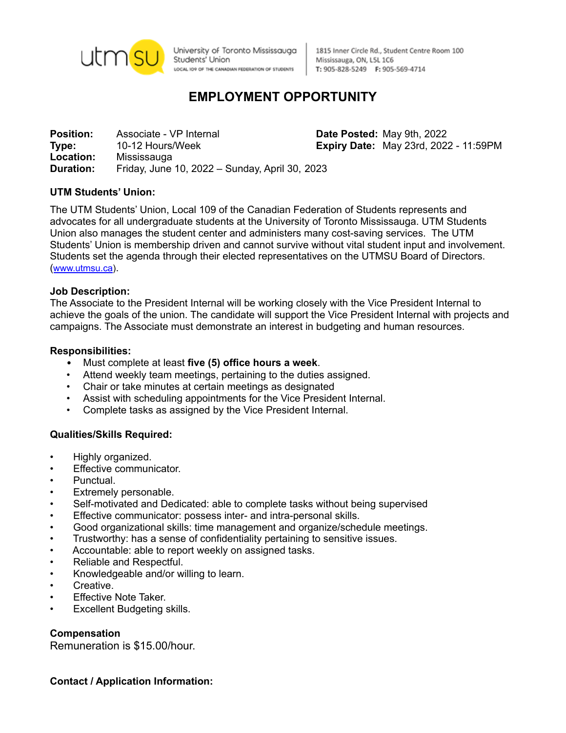utmsu University of Toronto Mississauga Students' Union
LOCAL 109 OF THE CANADIAN FEDERATION OF STUDENTS

1815 Inner Circle Rd., Student Centre Room 100
Mississauga, ON, L5L 1C6
T: 905-828-5249 F: 905-569-4714

# EMPLOYMENT OPPORTUNITY

**Position:** Associate - VP Internal
**Type:** 10-12 Hours/Week
**Location:** Mississauga
**Duration:** Friday, June 10, 2022 – Sunday, April 30, 2023

**Date Posted:** May 9th, 2022
**Expiry Date:** May 23rd, 2022 - 11:59PM

**UTM Students' Union:**

The UTM Students' Union, Local 109 of the Canadian Federation of Students represents and advocates for all undergraduate students at the University of Toronto Mississauga. UTM Students Union also manages the student center and administers many cost-saving services. The UTM Students' Union is membership driven and cannot survive without vital student input and involvement. Students set the agenda through their elected representatives on the UTMSU Board of Directors. (www.utmsu.ca).

**Job Description:**

The Associate to the President Internal will be working closely with the Vice President Internal to achieve the goals of the union. The candidate will support the Vice President Internal with projects and campaigns. The Associate must demonstrate an interest in budgeting and human resources.

**Responsibilities:**

- Must complete at least **five (5) office hours a week**.
- Attend weekly team meetings, pertaining to the duties assigned.
- Chair or take minutes at certain meetings as designated
- Assist with scheduling appointments for the Vice President Internal.
- Complete tasks as assigned by the Vice President Internal.

**Qualities/Skills Required:**

- Highly organized.
- Effective communicator.
- Punctual.
- Extremely personable.
- Self-motivated and Dedicated: able to complete tasks without being supervised
- Effective communicator: possess inter- and intra-personal skills.
- Good organizational skills: time management and organize/schedule meetings.
- Trustworthy: has a sense of confidentiality pertaining to sensitive issues.
- Accountable: able to report weekly on assigned tasks.
- Reliable and Respectful.
- Knowledgeable and/or willing to learn.
- Creative.
- Effective Note Taker.
- Excellent Budgeting skills.

**Compensation**

Remuneration is $15.00/hour.

**Contact / Application Information:**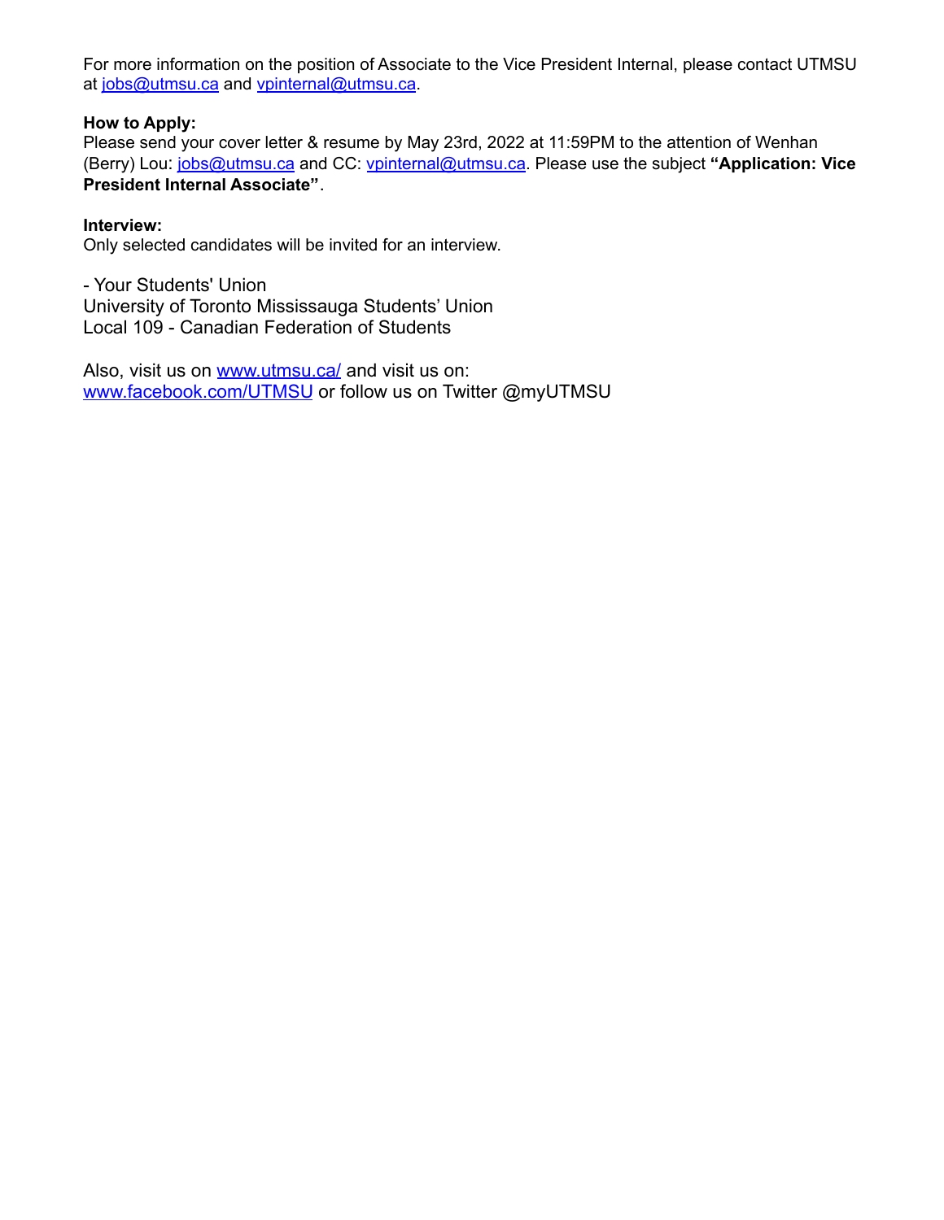For more information on the position of Associate to the Vice President Internal, please contact UTMSU at jobs@utmsu.ca and vpinternal@utmsu.ca.

**How to Apply:**
Please send your cover letter & resume by May 23rd, 2022 at 11:59PM to the attention of Wenhan (Berry) Lou: jobs@utmsu.ca and CC: vpinternal@utmsu.ca. Please use the subject **"Application: Vice President Internal Associate"**.

**Interview:**
Only selected candidates will be invited for an interview.

- Your Students' Union
University of Toronto Mississauga Students' Union
Local 109 - Canadian Federation of Students

Also, visit us on www.utmsu.ca/ and visit us on:
www.facebook.com/UTMSU or follow us on Twitter @myUTMSU